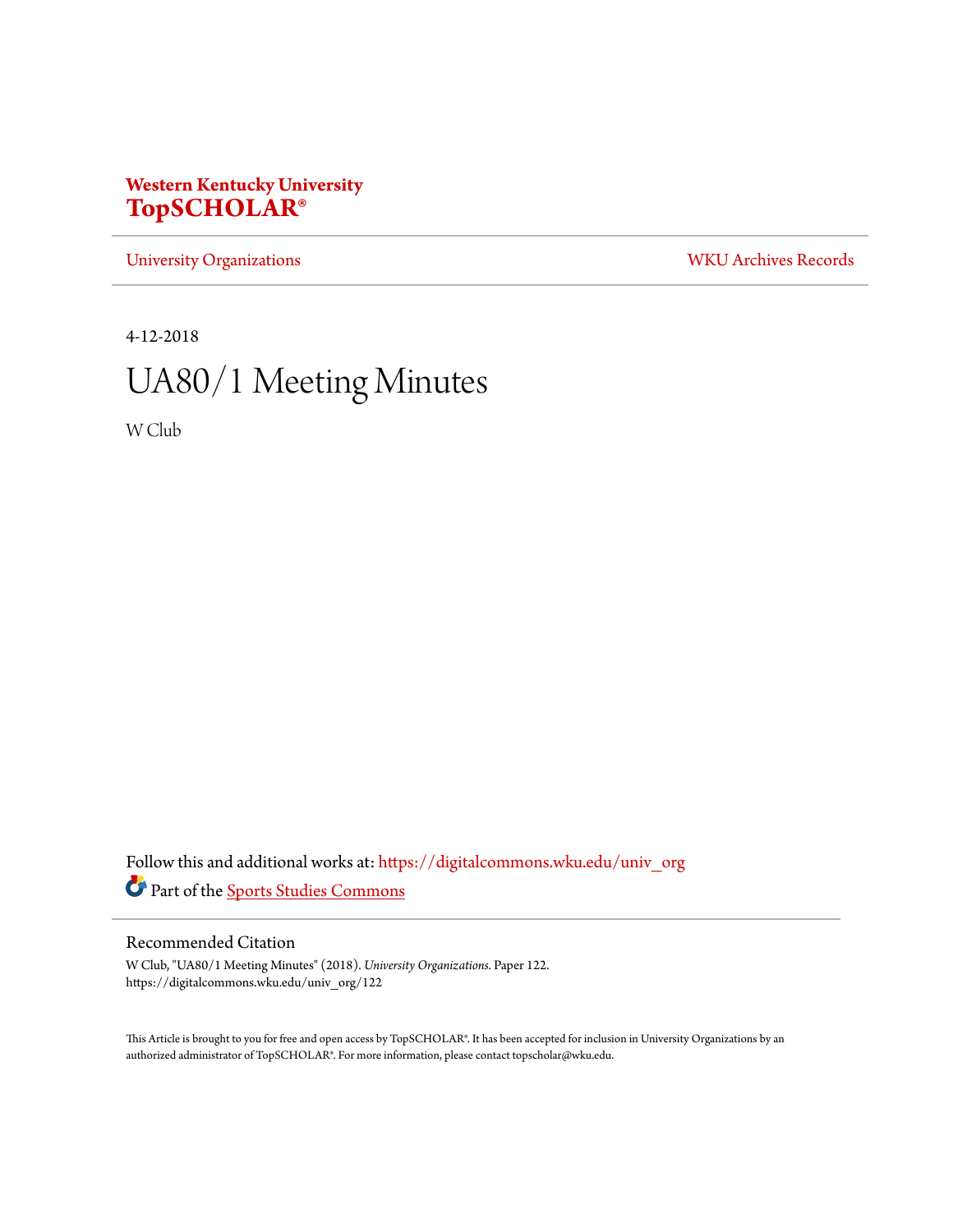**Western Kentucky University**
**TopSCHOLAR®**

University Organizations | WKU Archives Records

4-12-2018

# UA80/1 Meeting Minutes

W Club

Follow this and additional works at: https://digitalcommons.wku.edu/univ_org

Part of the Sports Studies Commons

## Recommended Citation

W Club, "UA80/1 Meeting Minutes" (2018). *University Organizations.* Paper 122.
https://digitalcommons.wku.edu/univ_org/122

This Article is brought to you for free and open access by TopSCHOLAR®. It has been accepted for inclusion in University Organizations by an authorized administrator of TopSCHOLAR®. For more information, please contact topscholar@wku.edu.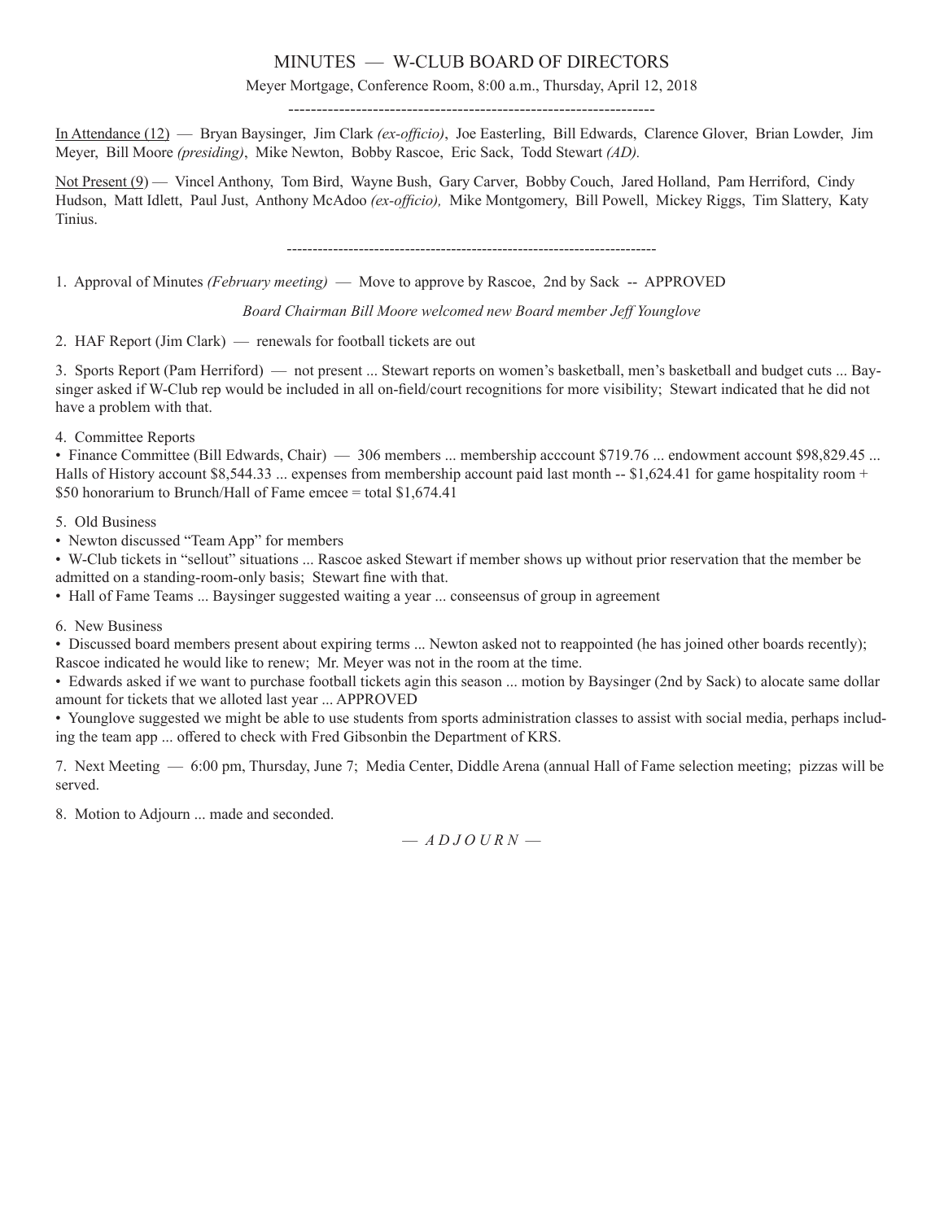# MINUTES — W-CLUB BOARD OF DIRECTORS

Meyer Mortgage, Conference Room, 8:00 a.m., Thursday, April 12, 2018

------------------------------------------------------------------

In Attendance (12) — Bryan Baysinger, Jim Clark *(ex-officio)*, Joe Easterling, Bill Edwards, Clarence Glover, Brian Lowder, Jim Meyer, Bill Moore *(presiding)*, Mike Newton, Bobby Rascoe, Eric Sack, Todd Stewart *(AD).*

Not Present (9) — Vincel Anthony, Tom Bird, Wayne Bush, Gary Carver, Bobby Couch, Jared Holland, Pam Herriford, Cindy Hudson, Matt Idlett, Paul Just, Anthony McAdoo *(ex-officio),* Mike Montgomery, Bill Powell, Mickey Riggs, Tim Slattery, Katy Tinius.

------------------------------------------------------------------------

1. Approval of Minutes *(February meeting)* — Move to approve by Rascoe, 2nd by Sack -- APPROVED

*Board Chairman Bill Moore welcomed new Board member Jeff Younglove*

2. HAF Report (Jim Clark) — renewals for football tickets are out

3. Sports Report (Pam Herriford) — not present ... Stewart reports on women's basketball, men's basketball and budget cuts ... Baysinger asked if W-Club rep would be included in all on-field/court recognitions for more visibility; Stewart indicated that he did not have a problem with that.

4. Committee Reports

- Finance Committee (Bill Edwards, Chair) — 306 members ... membership acccount $719.76 ... endowment account $98,829.45 ... Halls of History account $8,544.33 ... expenses from membership account paid last month -- $1,624.41 for game hospitality room + $50 honorarium to Brunch/Hall of Fame emcee = total $1,674.41

5. Old Business

- Newton discussed "Team App" for members
- W-Club tickets in "sellout" situations ... Rascoe asked Stewart if member shows up without prior reservation that the member be admitted on a standing-room-only basis; Stewart fine with that.
- Hall of Fame Teams ... Baysinger suggested waiting a year ... conseensus of group in agreement

6. New Business

- Discussed board members present about expiring terms ... Newton asked not to reappointed (he has joined other boards recently); Rascoe indicated he would like to renew; Mr. Meyer was not in the room at the time.
- Edwards asked if we want to purchase football tickets agin this season ... motion by Baysinger (2nd by Sack) to alocate same dollar amount for tickets that we alloted last year ... APPROVED
- Younglove suggested we might be able to use students from sports administration classes to assist with social media, perhaps including the team app ... offered to check with Fred Gibsonbin the Department of KRS.

7. Next Meeting — 6:00 pm, Thursday, June 7; Media Center, Diddle Arena (annual Hall of Fame selection meeting; pizzas will be served.

8. Motion to Adjourn ... made and seconded.

*— A D J O U R N —*